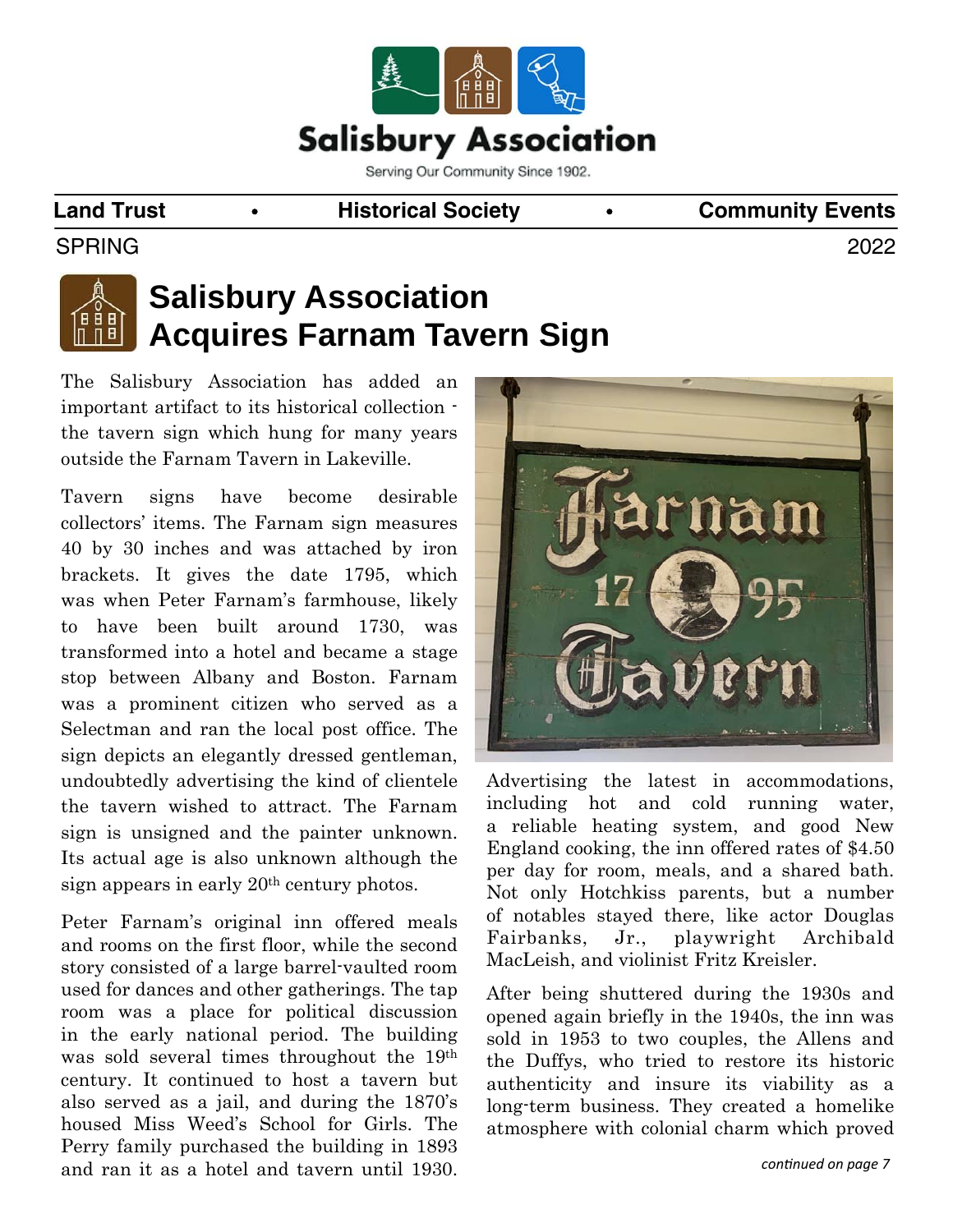# Salisbury Association

Serving Our Community Since 1902.

**Land Trust** • **Historical Society** • **Community Events**

SPRING 2022

## Salisbury Association Acquires Farnam Tavern Sign

The Salisbury Association has added an important artifact to its historical collection - the tavern sign which hung for many years outside the Farnam Tavern in Lakeville.

Tavern signs have become desirable collectors' items. The Farnam sign measures 40 by 30 inches and was attached by iron brackets. It gives the date 1795, which was when Peter Farnam's farmhouse, likely to have been built around 1730, was transformed into a hotel and became a stage stop between Albany and Boston. Farnam was a prominent citizen who served as a Selectman and ran the local post office. The sign depicts an elegantly dressed gentleman, undoubtedly advertising the kind of clientele the tavern wished to attract. The Farnam sign is unsigned and the painter unknown. Its actual age is also unknown although the sign appears in early 20th century photos.

Peter Farnam's original inn offered meals and rooms on the first floor, while the second story consisted of a large barrel-vaulted room used for dances and other gatherings. The tap room was a place for political discussion in the early national period. The building was sold several times throughout the 19th century. It continued to host a tavern but also served as a jail, and during the 1870's housed Miss Weed's School for Girls. The Perry family purchased the building in 1893 and ran it as a hotel and tavern until 1930. Advertising the latest in accommodations, including hot and cold running water, a reliable heating system, and good New England cooking, the inn offered rates of $4.50 per day for room, meals, and a shared bath. Not only Hotchkiss parents, but a number of notables stayed there, like actor Douglas Fairbanks, Jr., playwright Archibald MacLeish, and violinist Fritz Kreisler.

After being shuttered during the 1930s and opened again briefly in the 1940s, the inn was sold in 1953 to two couples, the Allens and the Duffys, who tried to restore its historic authenticity and insure its viability as a long-term business. They created a homelike atmosphere with colonial charm which proved

*continued on page 7*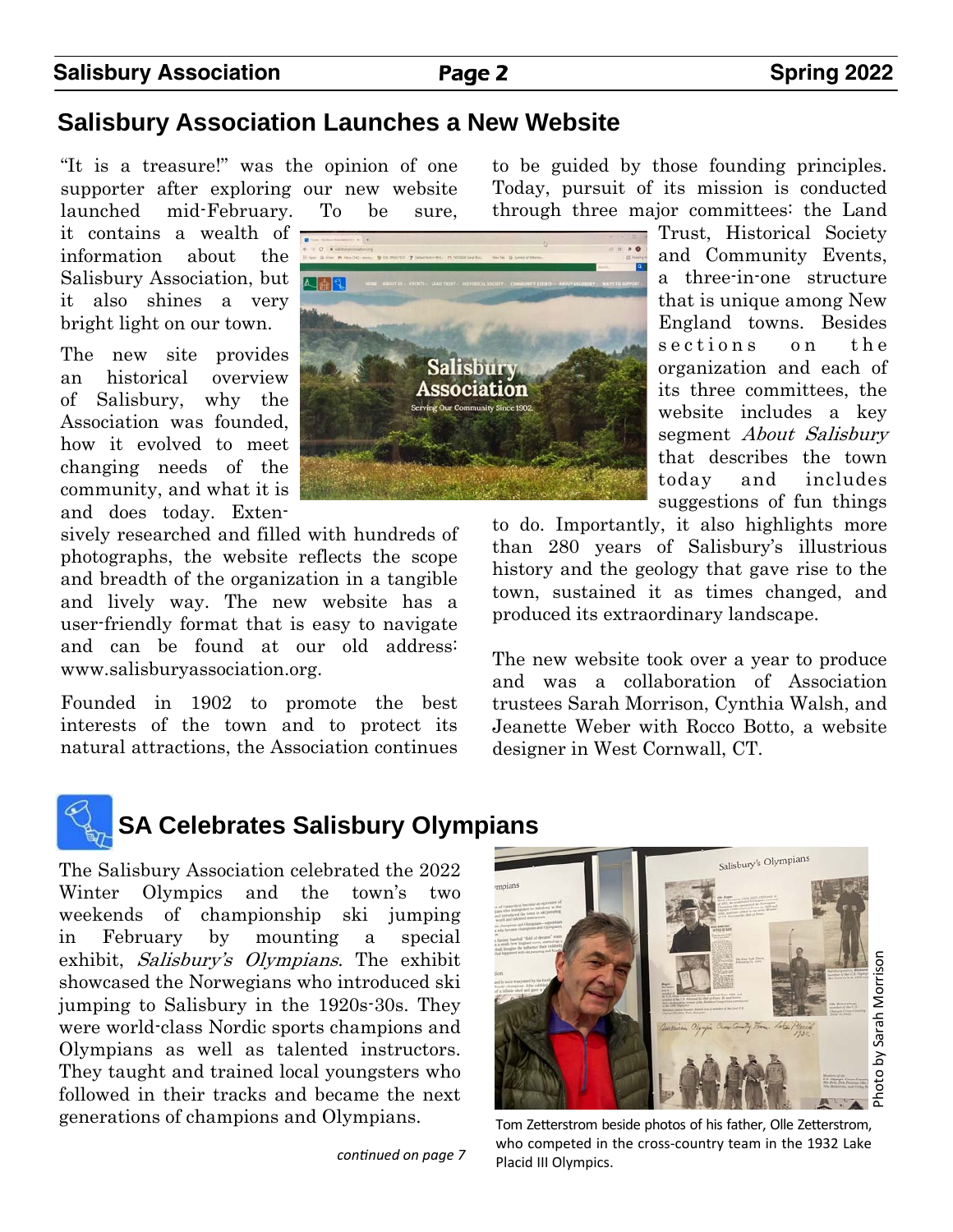## Salisbury Association Launches a New Website

"It is a treasure!" was the opinion of one supporter after exploring our new website launched mid-February. To be sure, it contains a wealth of information about the Salisbury Association, but it also shines a very bright light on our town.

The new site provides an historical overview of Salisbury, why the Association was founded, how it evolved to meet changing needs of the community, and what it is and does today. Extensively researched and filled with hundreds of photographs, the website reflects the scope and breadth of the organization in a tangible and lively way. The new website has a user-friendly format that is easy to navigate and can be found at our old address: www.salisburyassociation.org.

Founded in 1902 to promote the best interests of the town and to protect its natural attractions, the Association continues to be guided by those founding principles. Today, pursuit of its mission is conducted through three major committees: the Land Trust, Historical Society and Community Events, a three-in-one structure that is unique among New England towns. Besides sections on the organization and each of its three committees, the website includes a key segment *About Salisbury* that describes the town today and includes suggestions of fun things to do. Importantly, it also highlights more than 280 years of Salisbury's illustrious history and the geology that gave rise to the town, sustained it as times changed, and produced its extraordinary landscape.

The new website took over a year to produce and was a collaboration of Association trustees Sarah Morrison, Cynthia Walsh, and Jeanette Weber with Rocco Botto, a website designer in West Cornwall, CT.

## SA Celebrates Salisbury Olympians

The Salisbury Association celebrated the 2022 Winter Olympics and the town's two weekends of championship ski jumping in February by mounting a special exhibit, *Salisbury's Olympians*. The exhibit showcased the Norwegians who introduced ski jumping to Salisbury in the 1920s-30s. They were world-class Nordic sports champions and Olympians as well as talented instructors. They taught and trained local youngsters who followed in their tracks and became the next generations of champions and Olympians.

*continued on page 7*

Photo by Sarah Morrison

Tom Zetterstrom beside photos of his father, Olle Zetterstrom, who competed in the cross-country team in the 1932 Lake Placid III Olympics.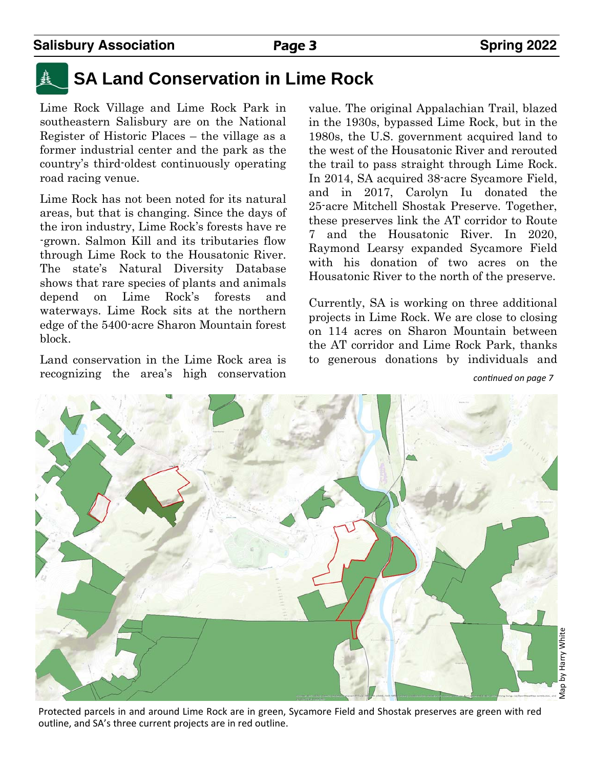# SA Land Conservation in Lime Rock

Lime Rock Village and Lime Rock Park in southeastern Salisbury are on the National Register of Historic Places – the village as a former industrial center and the park as the country's third-oldest continuously operating road racing venue.

Lime Rock has not been noted for its natural areas, but that is changing. Since the days of the iron industry, Lime Rock's forests have re-grown. Salmon Kill and its tributaries flow through Lime Rock to the Housatonic River. The state's Natural Diversity Database shows that rare species of plants and animals depend on Lime Rock's forests and waterways. Lime Rock sits at the northern edge of the 5400-acre Sharon Mountain forest block.

Land conservation in the Lime Rock area is recognizing the area's high conservation value. The original Appalachian Trail, blazed in the 1930s, bypassed Lime Rock, but in the 1980s, the U.S. government acquired land to the west of the Housatonic River and rerouted the trail to pass straight through Lime Rock. In 2014, SA acquired 38-acre Sycamore Field, and in 2017, Carolyn Iu donated the 25-acre Mitchell Shostak Preserve. Together, these preserves link the AT corridor to Route 7 and the Housatonic River. In 2020, Raymond Learsy expanded Sycamore Field with his donation of two acres on the Housatonic River to the north of the preserve.

Currently, SA is working on three additional projects in Lime Rock. We are close to closing on 114 acres on Sharon Mountain between the AT corridor and Lime Rock Park, thanks to generous donations by individuals and

*continued on page 7*

Map by Harry White

Protected parcels in and around Lime Rock are in green, Sycamore Field and Shostak preserves are green with red outline, and SA's three current projects are in red outline.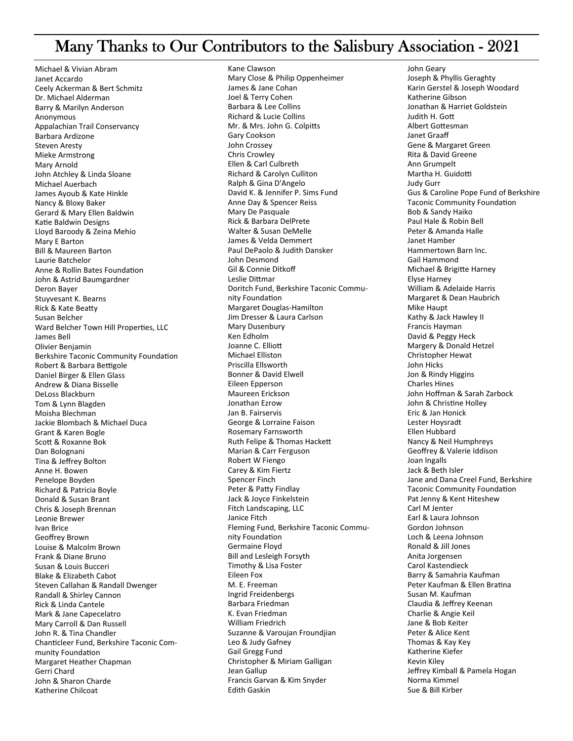# Many Thanks to Our Contributors to the Salisbury Association - 2021

Michael & Vivian Abram
Janet Accardo
Ceely Ackerman & Bert Schmitz
Dr. Michael Alderman
Barry & Marilyn Anderson
Anonymous
Appalachian Trail Conservancy
Barbara Ardizone
Steven Aresty
Mieke Armstrong
Mary Arnold
John Atchley & Linda Sloane
Michael Auerbach
James Ayoub & Kate Hinkle
Nancy & Bloxy Baker
Gerard & Mary Ellen Baldwin
Katie Baldwin Designs
Lloyd Baroody & Zeina Mehio
Mary E Barton
Bill & Maureen Barton
Laurie Batchelor
Anne & Rollin Bates Foundation
John & Astrid Baumgardner
Deron Bayer
Stuyvesant K. Bearns
Rick & Kate Beatty
Susan Belcher
Ward Belcher Town Hill Properties, LLC
James Bell
Olivier Benjamin
Berkshire Taconic Community Foundation
Robert & Barbara Bettigole
Daniel Birger & Ellen Glass
Andrew & Diana Bisselle
DeLoss Blackburn
Tom & Lynn Blagden
Moisha Blechman
Jackie Blombach & Michael Duca
Grant & Karen Bogle
Scott & Roxanne Bok
Dan Bolognani
Tina & Jeffrey Bolton
Anne H. Bowen
Penelope Boyden
Richard & Patricia Boyle
Donald & Susan Brant
Chris & Joseph Brennan
Leonie Brewer
Ivan Brice
Geoffrey Brown
Louise & Malcolm Brown
Frank & Diane Bruno
Susan & Louis Bucceri
Blake & Elizabeth Cabot
Steven Callahan & Randall Dwenger
Randall & Shirley Cannon
Rick & Linda Cantele
Mark & Jane Capecelatro
Mary Carroll & Dan Russell
John R. & Tina Chandler
Chanticleer Fund, Berkshire Taconic Community Foundation
Margaret Heather Chapman
Gerri Chard
John & Sharon Charde
Katherine Chilcoat
Kane Clawson
Mary Close & Philip Oppenheimer
James & Jane Cohan
Joel & Terry Cohen
Barbara & Lee Collins
Richard & Lucie Collins
Mr. & Mrs. John G. Colpitts
Gary Cookson
John Crossey
Chris Crowley
Ellen & Carl Culbreth
Richard & Carolyn Culliton
Ralph & Gina D'Angelo
David K. & Jennifer P. Sims Fund
Anne Day & Spencer Reiss
Mary De Pasquale
Rick & Barbara DelPrete
Walter & Susan DeMelle
James & Velda Demmert
Paul DePaolo & Judith Dansker
John Desmond
Gil & Connie Ditkoff
Leslie Dittmar
Doritch Fund, Berkshire Taconic Community Foundation
Margaret Douglas-Hamilton
Jim Dresser & Laura Carlson
Mary Dusenbury
Ken Edholm
Joanne C. Elliott
Michael Elliston
Priscilla Ellsworth
Bonner & David Elwell
Eileen Epperson
Maureen Erickson
Jonathan Ezrow
Jan B. Fairservis
George & Lorraine Faison
Rosemary Farnsworth
Ruth Felipe & Thomas Hackett
Marian & Carr Ferguson
Robert W Fiengo
Carey & Kim Fiertz
Spencer Finch
Peter & Patty Findlay
Jack & Joyce Finkelstein
Fitch Landscaping, LLC
Janice Fitch
Fleming Fund, Berkshire Taconic Community Foundation
Germaine Floyd
Bill and Lesleigh Forsyth
Timothy & Lisa Foster
Eileen Fox
M. E. Freeman
Ingrid Freidenbergs
Barbara Friedman
K. Evan Friedman
William Friedrich
Suzanne & Varoujan Froundjian
Leo & Judy Gafney
Gail Gregg Fund
Christopher & Miriam Galligan
Jean Gallup
Francis Garvan & Kim Snyder
Edith Gaskin
John Geary
Joseph & Phyllis Geraghty
Karin Gerstel & Joseph Woodard
Katherine Gibson
Jonathan & Harriet Goldstein
Judith H. Gott
Albert Gottesman
Janet Graaff
Gene & Margaret Green
Rita & David Greene
Ann Grumpelt
Martha H. Guidotti
Judy Gurr
Gus & Caroline Pope Fund of Berkshire Taconic Community Foundation
Bob & Sandy Haiko
Paul Hale & Robin Bell
Peter & Amanda Halle
Janet Hamber
Hammertown Barn Inc.
Gail Hammond
Michael & Brigitte Harney
Elyse Harney
William & Adelaide Harris
Margaret & Dean Haubrich
Mike Haupt
Kathy & Jack Hawley II
Francis Hayman
David & Peggy Heck
Margery & Donald Hetzel
Christopher Hewat
John Hicks
Jon & Rindy Higgins
Charles Hines
John Hoffman & Sarah Zarbock
John & Christine Holley
Eric & Jan Honick
Lester Hoysradt
Ellen Hubbard
Nancy & Neil Humphreys
Geoffrey & Valerie Iddison
Joan Ingalls
Jack & Beth Isler
Jane and Dana Creel Fund, Berkshire Taconic Community Foundation
Pat Jenny & Kent Hiteshew
Carl M Jenter
Earl & Laura Johnson
Gordon Johnson
Loch & Leena Johnson
Ronald & Jill Jones
Anita Jorgensen
Carol Kastendieck
Barry & Samahria Kaufman
Peter Kaufman & Ellen Bratina
Susan M. Kaufman
Claudia & Jeffrey Keenan
Charlie & Angie Keil
Jane & Bob Keiter
Peter & Alice Kent
Thomas & Kay Key
Katherine Kiefer
Kevin Kiley
Jeffrey Kimball & Pamela Hogan
Norma Kimmel
Sue & Bill Kirber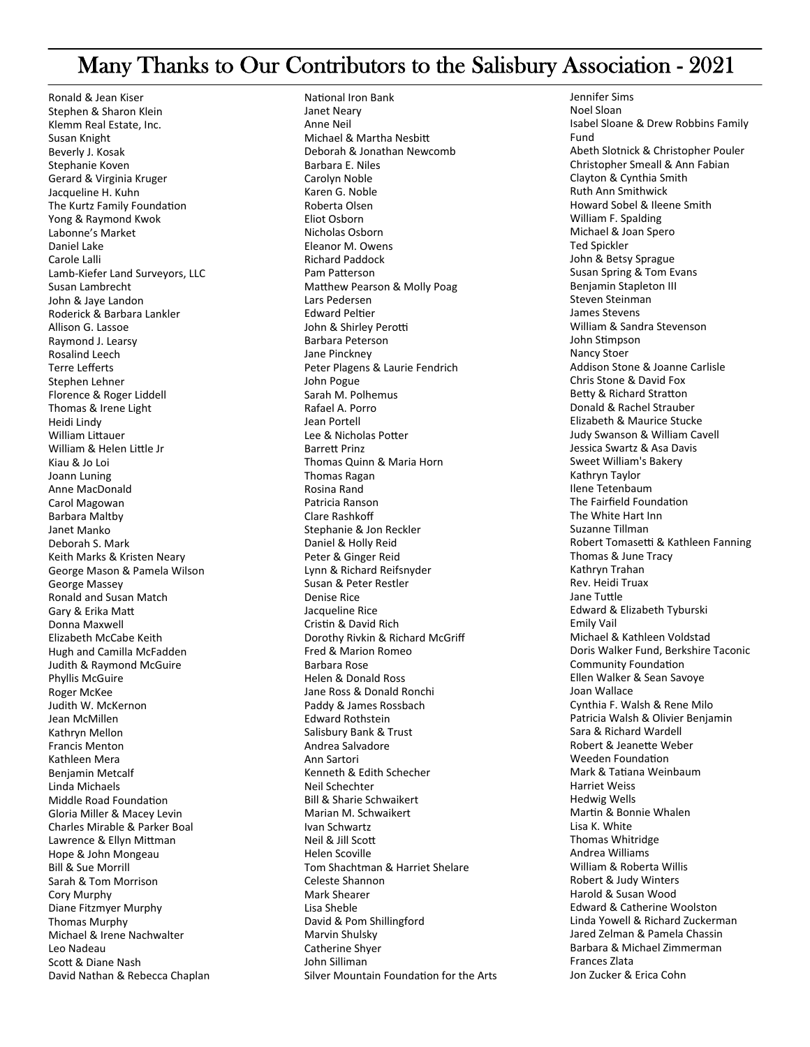# Many Thanks to Our Contributors to the Salisbury Association - 2021

Ronald & Jean Kiser
Stephen & Sharon Klein
Klemm Real Estate, Inc.
Susan Knight
Beverly J. Kosak
Stephanie Koven
Gerard & Virginia Kruger
Jacqueline H. Kuhn
The Kurtz Family Foundation
Yong & Raymond Kwok
Labonne's Market
Daniel Lake
Carole Lalli
Lamb-Kiefer Land Surveyors, LLC
Susan Lambrecht
John & Jaye Landon
Roderick & Barbara Lankler
Allison G. Lassoe
Raymond J. Learsy
Rosalind Leech
Terre Lefferts
Stephen Lehner
Florence & Roger Liddell
Thomas & Irene Light
Heidi Lindy
William Littauer
William & Helen Little Jr
Kiau & Jo Loi
Joann Luning
Anne MacDonald
Carol Magowan
Barbara Maltby
Janet Manko
Deborah S. Mark
Keith Marks & Kristen Neary
George Mason & Pamela Wilson
George Massey
Ronald and Susan Match
Gary & Erika Matt
Donna Maxwell
Elizabeth McCabe Keith
Hugh and Camilla McFadden
Judith & Raymond McGuire
Phyllis McGuire
Roger McKee
Judith W. McKernon
Jean McMillen
Kathryn Mellon
Francis Menton
Kathleen Mera
Benjamin Metcalf
Linda Michaels
Middle Road Foundation
Gloria Miller & Macey Levin
Charles Mirable & Parker Boal
Lawrence & Ellyn Mittman
Hope & John Mongeau
Bill & Sue Morrill
Sarah & Tom Morrison
Cory Murphy
Diane Fitzmyer Murphy
Thomas Murphy
Michael & Irene Nachwalter
Leo Nadeau
Scott & Diane Nash
David Nathan & Rebecca Chaplan
National Iron Bank
Janet Neary
Anne Neil
Michael & Martha Nesbitt
Deborah & Jonathan Newcomb
Barbara E. Niles
Carolyn Noble
Karen G. Noble
Roberta Olsen
Eliot Osborn
Nicholas Osborn
Eleanor M. Owens
Richard Paddock
Pam Patterson
Matthew Pearson & Molly Poag
Lars Pedersen
Edward Peltier
John & Shirley Perotti
Barbara Peterson
Jane Pinckney
Peter Plagens & Laurie Fendrich
John Pogue
Sarah M. Polhemus
Rafael A. Porro
Jean Portell
Lee & Nicholas Potter
Barrett Prinz
Thomas Quinn & Maria Horn
Thomas Ragan
Rosina Rand
Patricia Ranson
Clare Rashkoff
Stephanie & Jon Reckler
Daniel & Holly Reid
Peter & Ginger Reid
Lynn & Richard Reifsnyder
Susan & Peter Restler
Denise Rice
Jacqueline Rice
Cristin & David Rich
Dorothy Rivkin & Richard McGriff
Fred & Marion Romeo
Barbara Rose
Helen & Donald Ross
Jane Ross & Donald Ronchi
Paddy & James Rossbach
Edward Rothstein
Salisbury Bank & Trust
Andrea Salvadore
Ann Sartori
Kenneth & Edith Schecher
Neil Schechter
Bill & Sharie Schwaikert
Marian M. Schwaikert
Ivan Schwartz
Neil & Jill Scott
Helen Scoville
Tom Shachtman & Harriet Shelare
Celeste Shannon
Mark Shearer
Lisa Sheble
David & Pom Shillingford
Marvin Shulsky
Catherine Shyer
John Silliman
Silver Mountain Foundation for the Arts
Jennifer Sims
Noel Sloan
Isabel Sloane & Drew Robbins Family Fund
Abeth Slotnick & Christopher Pouler
Christopher Smeall & Ann Fabian
Clayton & Cynthia Smith
Ruth Ann Smithwick
Howard Sobel & Ileene Smith
William F. Spalding
Michael & Joan Spero
Ted Spickler
John & Betsy Sprague
Susan Spring & Tom Evans
Benjamin Stapleton III
Steven Steinman
James Stevens
William & Sandra Stevenson
John Stimpson
Nancy Stoer
Addison Stone & Joanne Carlisle
Chris Stone & David Fox
Betty & Richard Stratton
Donald & Rachel Strauber
Elizabeth & Maurice Stucke
Judy Swanson & William Cavell
Jessica Swartz & Asa Davis
Sweet William's Bakery
Kathryn Taylor
Ilene Tetenbaum
The Fairfield Foundation
The White Hart Inn
Suzanne Tillman
Robert Tomasetti & Kathleen Fanning
Thomas & June Tracy
Kathryn Trahan
Rev. Heidi Truax
Jane Tuttle
Edward & Elizabeth Tyburski
Emily Vail
Michael & Kathleen Voldstad
Doris Walker Fund, Berkshire Taconic Community Foundation
Ellen Walker & Sean Savoye
Joan Wallace
Cynthia F. Walsh & Rene Milo
Patricia Walsh & Olivier Benjamin
Sara & Richard Wardell
Robert & Jeanette Weber
Weeden Foundation
Mark & Tatiana Weinbaum
Harriet Weiss
Hedwig Wells
Martin & Bonnie Whalen
Lisa K. White
Thomas Whitridge
Andrea Williams
William & Roberta Willis
Robert & Judy Winters
Harold & Susan Wood
Edward & Catherine Woolston
Linda Yowell & Richard Zuckerman
Jared Zelman & Pamela Chassin
Barbara & Michael Zimmerman
Frances Zlata
Jon Zucker & Erica Cohn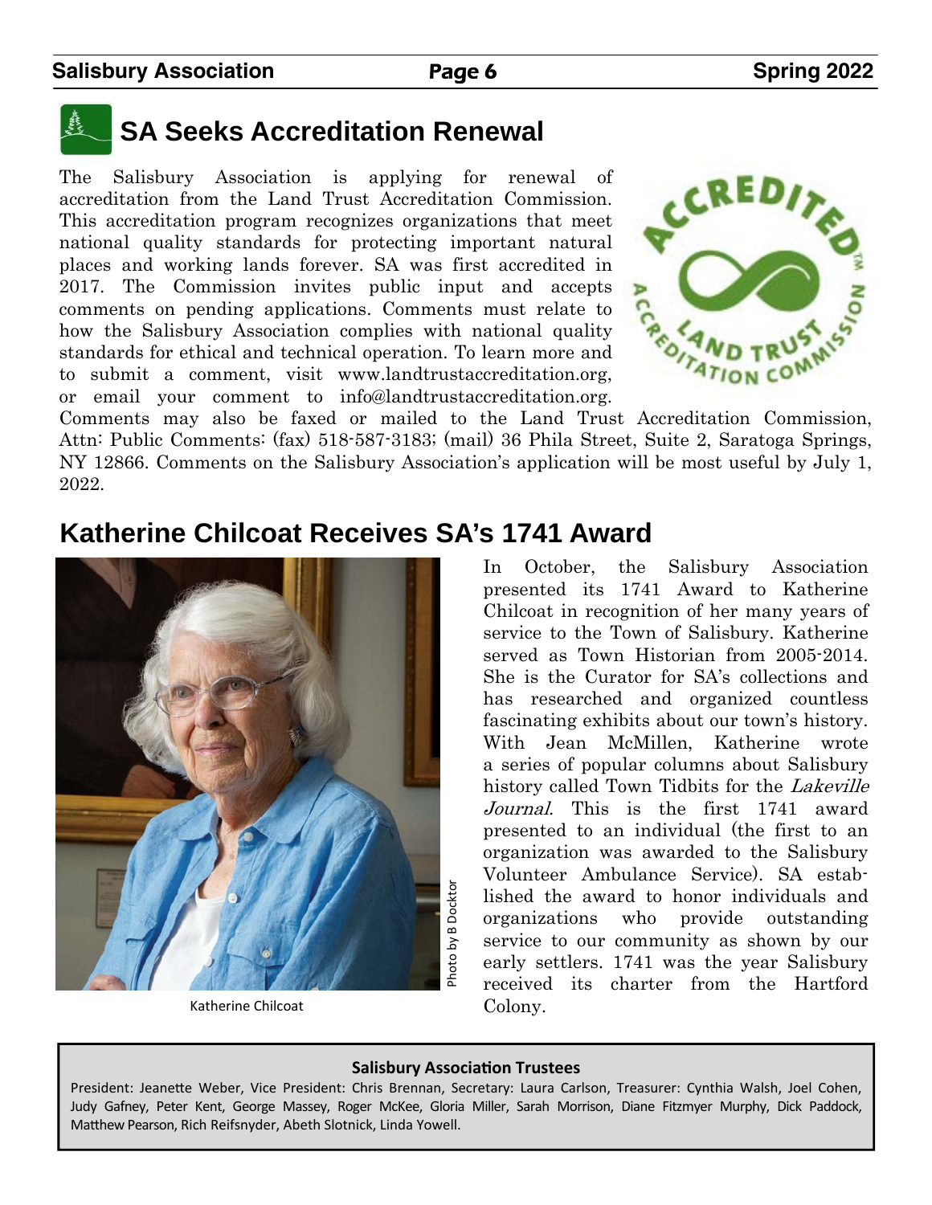## SA Seeks Accreditation Renewal

The Salisbury Association is applying for renewal of accreditation from the Land Trust Accreditation Commission. This accreditation program recognizes organizations that meet national quality standards for protecting important natural places and working lands forever. SA was first accredited in 2017. The Commission invites public input and accepts comments on pending applications. Comments must relate to how the Salisbury Association complies with national quality standards for ethical and technical operation. To learn more and to submit a comment, visit www.landtrustaccreditation.org, or email your comment to info@landtrustaccreditation.org. Comments may also be faxed or mailed to the Land Trust Accreditation Commission, Attn: Public Comments: (fax) 518-587-3183; (mail) 36 Phila Street, Suite 2, Saratoga Springs, NY 12866. Comments on the Salisbury Association's application will be most useful by July 1, 2022.

## Katherine Chilcoat Receives SA's 1741 Award

Photo by B Docktor

Katherine Chilcoat

In October, the Salisbury Association presented its 1741 Award to Katherine Chilcoat in recognition of her many years of service to the Town of Salisbury. Katherine served as Town Historian from 2005-2014. She is the Curator for SA's collections and has researched and organized countless fascinating exhibits about our town's history. With Jean McMillen, Katherine wrote a series of popular columns about Salisbury history called Town Tidbits for the *Lakeville Journal*. This is the first 1741 award presented to an individual (the first to an organization was awarded to the Salisbury Volunteer Ambulance Service). SA established the award to honor individuals and organizations who provide outstanding service to our community as shown by our early settlers. 1741 was the year Salisbury received its charter from the Hartford Colony.

**Salisbury Association Trustees**

President: Jeanette Weber, Vice President: Chris Brennan, Secretary: Laura Carlson, Treasurer: Cynthia Walsh, Joel Cohen, Judy Gafney, Peter Kent, George Massey, Roger McKee, Gloria Miller, Sarah Morrison, Diane Fitzmyer Murphy, Dick Paddock, Matthew Pearson, Rich Reifsnyder, Abeth Slotnick, Linda Yowell.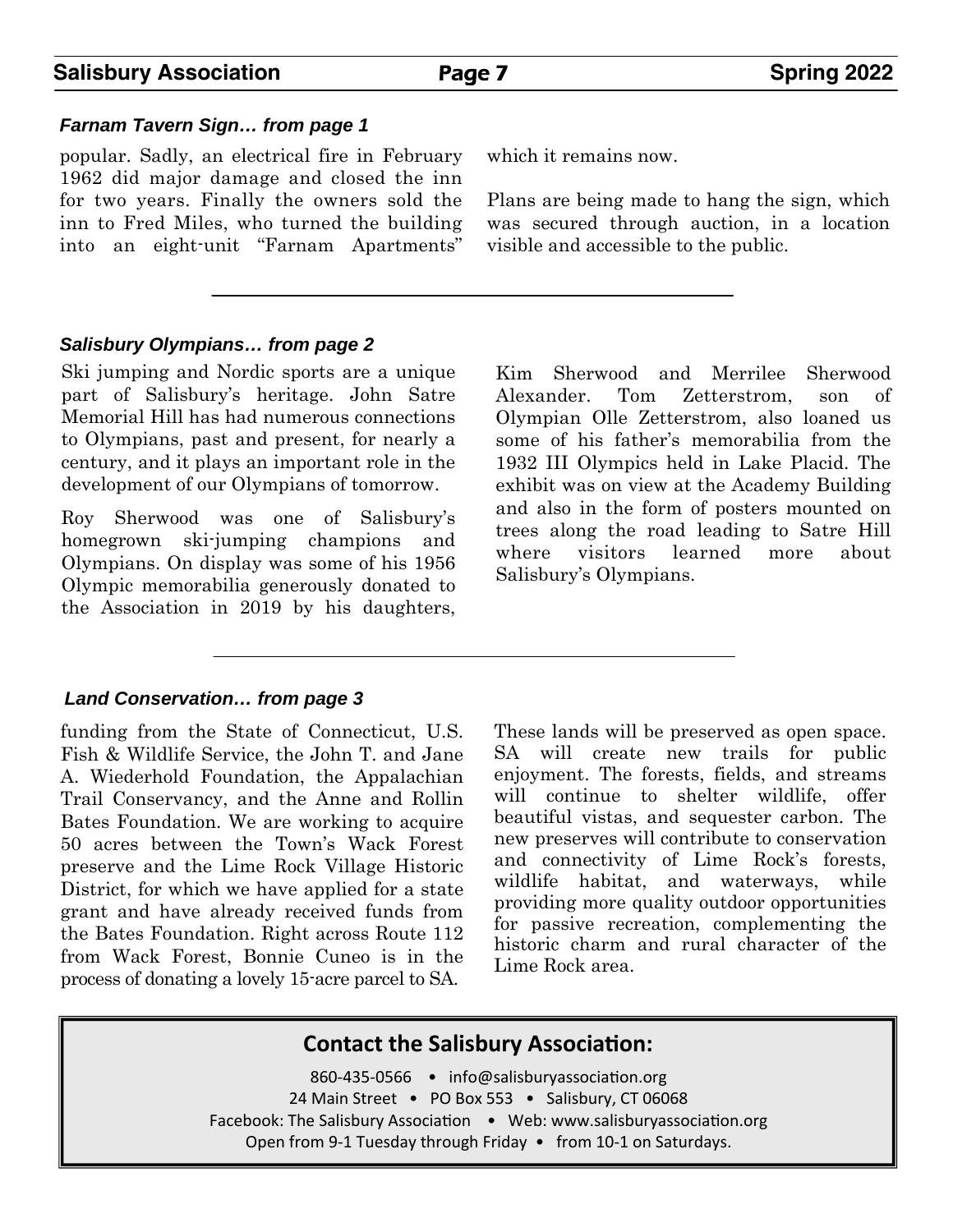### *Farnam Tavern Sign… from page 1*

popular. Sadly, an electrical fire in February 1962 did major damage and closed the inn for two years. Finally the owners sold the inn to Fred Miles, who turned the building into an eight-unit "Farnam Apartments" which it remains now.

Plans are being made to hang the sign, which was secured through auction, in a location visible and accessible to the public.

---

### *Salisbury Olympians… from page 2*

Ski jumping and Nordic sports are a unique part of Salisbury's heritage. John Satre Memorial Hill has had numerous connections to Olympians, past and present, for nearly a century, and it plays an important role in the development of our Olympians of tomorrow.

Roy Sherwood was one of Salisbury's homegrown ski-jumping champions and Olympians. On display was some of his 1956 Olympic memorabilia generously donated to the Association in 2019 by his daughters, Kim Sherwood and Merrilee Sherwood Alexander. Tom Zetterstrom, son of Olympian Olle Zetterstrom, also loaned us some of his father's memorabilia from the 1932 III Olympics held in Lake Placid. The exhibit was on view at the Academy Building and also in the form of posters mounted on trees along the road leading to Satre Hill where visitors learned more about Salisbury's Olympians.

---

### *Land Conservation… from page 3*

funding from the State of Connecticut, U.S. Fish & Wildlife Service, the John T. and Jane A. Wiederhold Foundation, the Appalachian Trail Conservancy, and the Anne and Rollin Bates Foundation. We are working to acquire 50 acres between the Town's Wack Forest preserve and the Lime Rock Village Historic District, for which we have applied for a state grant and have already received funds from the Bates Foundation. Right across Route 112 from Wack Forest, Bonnie Cuneo is in the process of donating a lovely 15-acre parcel to SA.

These lands will be preserved as open space. SA will create new trails for public enjoyment. The forests, fields, and streams will continue to shelter wildlife, offer beautiful vistas, and sequester carbon. The new preserves will contribute to conservation and connectivity of Lime Rock's forests, wildlife habitat, and waterways, while providing more quality outdoor opportunities for passive recreation, complementing the historic charm and rural character of the Lime Rock area.

---

**Contact the Salisbury Association:**

860-435-0566 • info@salisburyassociation.org

24 Main Street • PO Box 553 • Salisbury, CT 06068

Facebook: The Salisbury Association • Web: www.salisburyassociation.org

Open from 9-1 Tuesday through Friday • from 10-1 on Saturdays.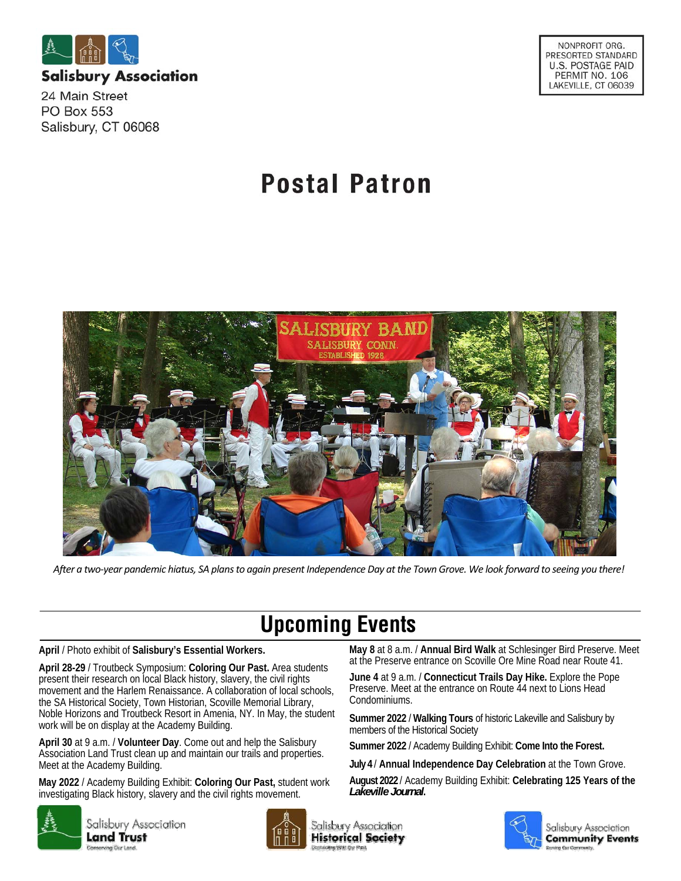**Salisbury Association**

24 Main Street
PO Box 553
Salisbury, CT 06068

NONPROFIT ORG.
PRESORTED STANDARD
U.S. POSTAGE PAID
PERMIT NO. 106
LAKEVILLE, CT 06039

# Postal Patron

*After a two-year pandemic hiatus, SA plans to again present Independence Day at the Town Grove. We look forward to seeing you there!*

## Upcoming Events

**April** / Photo exhibit of **Salisbury's Essential Workers.**

**April 28-29** / Troutbeck Symposium: **Coloring Our Past.** Area students present their research on local Black history, slavery, the civil rights movement and the Harlem Renaissance. A collaboration of local schools, the SA Historical Society, Town Historian, Scoville Memorial Library, Noble Horizons and Troutbeck Resort in Amenia, NY. In May, the student work will be on display at the Academy Building.

**April 30** at 9 a.m. / **Volunteer Day**. Come out and help the Salisbury Association Land Trust clean up and maintain our trails and properties. Meet at the Academy Building.

**May 2022** / Academy Building Exhibit: **Coloring Our Past,** student work investigating Black history, slavery and the civil rights movement.

**May 8** at 8 a.m. / **Annual Bird Walk** at Schlesinger Bird Preserve. Meet at the Preserve entrance on Scoville Ore Mine Road near Route 41.

**June 4** at 9 a.m. / **Connecticut Trails Day Hike.** Explore the Pope Preserve. Meet at the entrance on Route 44 next to Lions Head Condominiums.

**Summer 2022** / **Walking Tours** of historic Lakeville and Salisbury by members of the Historical Society

**Summer 2022** / Academy Building Exhibit: **Come Into the Forest.**

**July 4** / **Annual Independence Day Celebration** at the Town Grove.

**August 2022** / Academy Building Exhibit: **Celebrating 125 Years of the *Lakeville Journal*.**

Salisbury Association **Land Trust** — Conserving Our Land.

Salisbury Association **Historical Society** — Connecting With Our Past.

Salisbury Association **Community Events** — Serving Our Community.